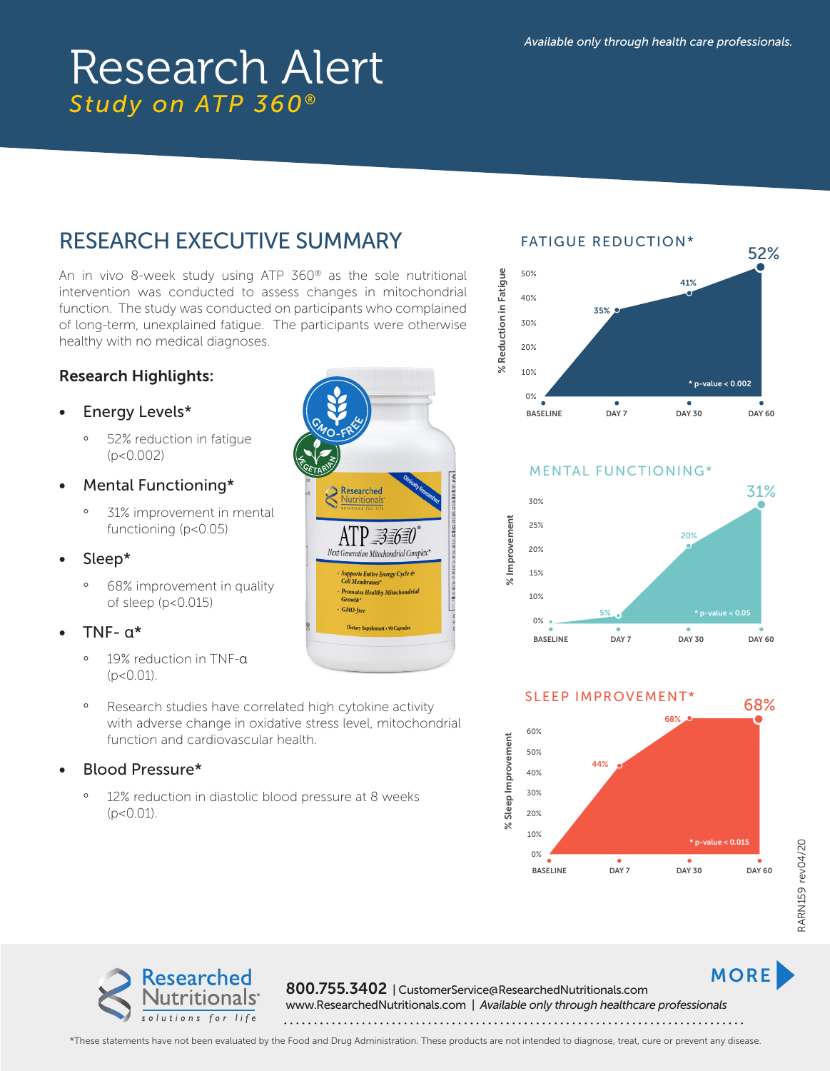*Available only through health care professionals.*

# Research Alert

*Study on ATP 360®*

## RESEARCH EXECUTIVE SUMMARY

An in vivo 8-week study using ATP 360® as the sole nutritional intervention was conducted to assess changes in mitochondrial function. The study was conducted on participants who complained of long-term, unexplained fatigue. The participants were otherwise healthy with no medical diagnoses.

### Research Highlights:

- Energy Levels*
  - 52% reduction in fatigue ($p<0.002$)
- Mental Functioning*
  - 31% improvement in mental functioning ($p<0.05$)
- Sleep*
  - 68% improvement in quality of sleep ($p<0.015$)
- TNF- α*
  - 19% reduction in TNF-α ($p<0.01$).
  - Research studies have correlated high cytokine activity with adverse change in oxidative stress level, mitochondrial function and cardiovascular health.
- Blood Pressure*
  - 12% reduction in diastolic blood pressure at 8 weeks ($p<0.01$).

### FATIGUE REDUCTION*

% Reduction in Fatigue

| BASELINE | DAY 7 | DAY 30 | DAY 60 |
|---|---|---|---|
| 0% | 35% | 41% | 52% |

* p-value < 0.002

### MENTAL FUNCTIONING*

% Improvement

| BASELINE | DAY 7 | DAY 30 | DAY 60 |
|---|---|---|---|
| 0% | 5% | 20% | 31% |

* p-value < 0.05

### SLEEP IMPROVEMENT*

% Sleep Improvement

| BASELINE | DAY 7 | DAY 30 | DAY 60 |
|---|---|---|---|
| 0% | 44% | 68% | 68% |

* p-value < 0.015

RARN159 rev04/20

Researched Nutritionals® *solutions for life*

**800.755.3402** | CustomerService@ResearchedNutritionals.com
www.ResearchedNutritionals.com | *Available only through healthcare professionals*

**MORE**

*These statements have not been evaluated by the Food and Drug Administration. These products are not intended to diagnose, treat, cure or prevent any disease.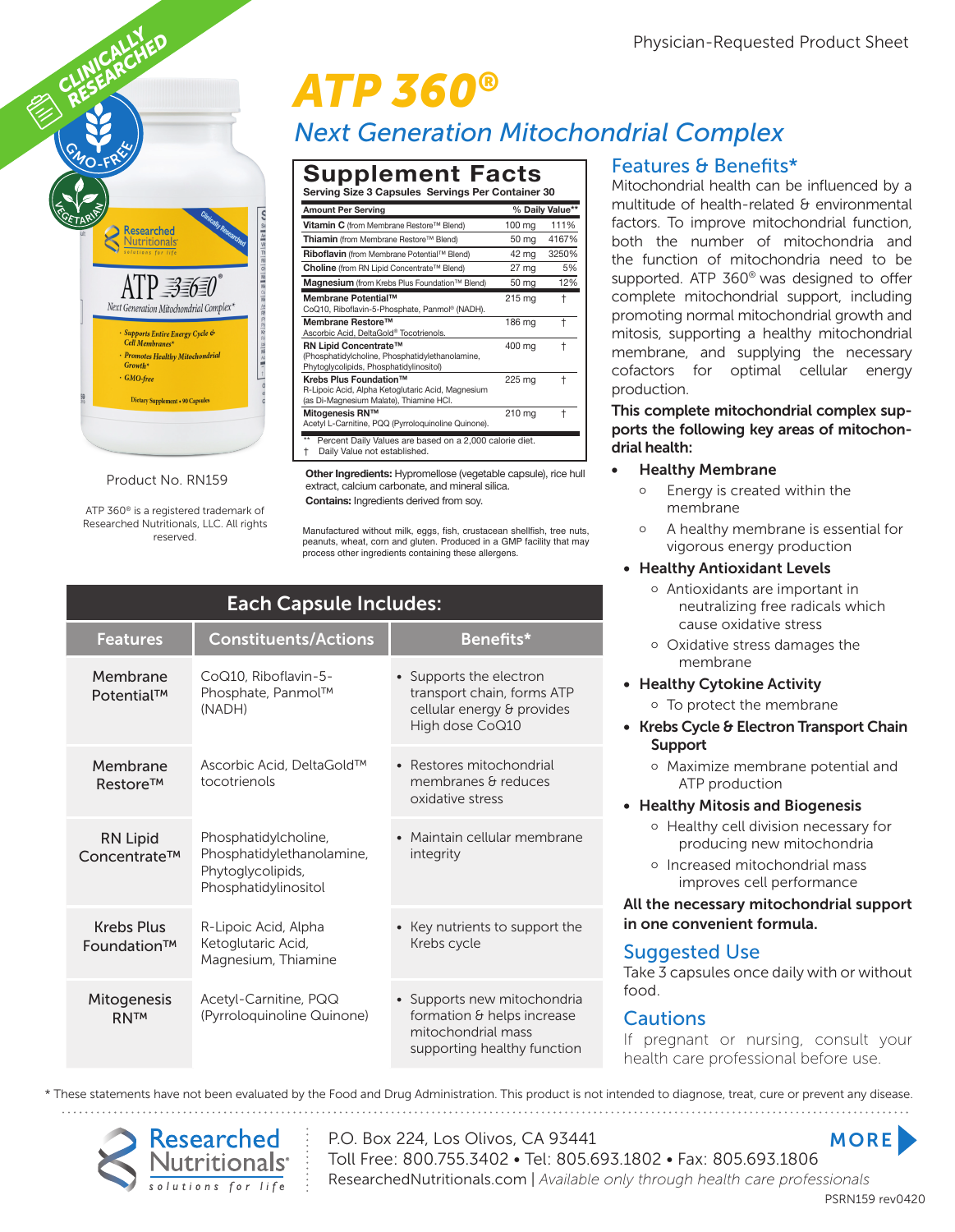Physician-Requested Product Sheet

CLINICALLY RESEARCHED

GMO-FREE

VEGETARIAN

# ATP 360®

## Next Generation Mitochondrial Complex

Product No. RN159

ATP 360® is a registered trademark of Researched Nutritionals, LLC. All rights reserved.

### Supplement Facts

Serving Size 3 Capsules Servings Per Container 30

| Amount Per Serving | | % Daily Value** |
|---|---|---|
| **Vitamin C** (from Membrane Restore™ Blend) | 100 mg | 111% |
| **Thiamin** (from Membrane Restore™ Blend) | 50 mg | 4167% |
| **Riboflavin** (from Membrane Potential™ Blend) | 42 mg | 3250% |
| **Choline** (from RN Lipid Concentrate™ Blend) | 27 mg | 5% |
| **Magnesium** (from Krebs Plus Foundation™ Blend) | 50 mg | 12% |
| **Membrane Potential™** CoQ10, Riboflavin-5-Phosphate, Panmol® (NADH). | 215 mg | † |
| **Membrane Restore™** Ascorbic Acid, DeltaGold® Tocotrienols. | 186 mg | † |
| **RN Lipid Concentrate™** (Phosphatidylcholine, Phosphatidylethanolamine, Phytoglycolipids, Phosphatidylinositol) | 400 mg | † |
| **Krebs Plus Foundation™** R-Lipoic Acid, Alpha Ketoglutaric Acid, Magnesium (as Di-Magnesium Malate), Thiamine HCl. | 225 mg | † |
| **Mitogenesis RN™** Acetyl L-Carnitine, PQQ (Pyrroloquinoline Quinone). | 210 mg | † |

** Percent Daily Values are based on a 2,000 calorie diet.
† Daily Value not established.

**Other Ingredients:** Hypromellose (vegetable capsule), rice hull extract, calcium carbonate, and mineral silica.
**Contains:** Ingredients derived from soy.

Manufactured without milk, eggs, fish, crustacean shellfish, tree nuts, peanuts, wheat, corn and gluten. Produced in a GMP facility that may process other ingredients containing these allergens.

### Each Capsule Includes:

| Features | Constituents/Actions | Benefits* |
|---|---|---|
| Membrane Potential™ | CoQ10, Riboflavin-5-Phosphate, Panmol™ (NADH) | • Supports the electron transport chain, forms ATP cellular energy & provides High dose CoQ10 |
| Membrane Restore™ | Ascorbic Acid, DeltaGold™ tocotrienols | • Restores mitochondrial membranes & reduces oxidative stress |
| RN Lipid Concentrate™ | Phosphatidylcholine, Phosphatidylethanolamine, Phytoglycolipids, Phosphatidylinositol | • Maintain cellular membrane integrity |
| Krebs Plus Foundation™ | R-Lipoic Acid, Alpha Ketoglutaric Acid, Magnesium, Thiamine | • Key nutrients to support the Krebs cycle |
| Mitogenesis RN™ | Acetyl-Carnitine, PQQ (Pyrroloquinoline Quinone) | • Supports new mitochondria formation & helps increase mitochondrial mass supporting healthy function |

### Features & Benefits*

Mitochondrial health can be influenced by a multitude of health-related & environmental factors. To improve mitochondrial function, both the number of mitochondria and the function of mitochondria need to be supported. ATP 360® was designed to offer complete mitochondrial support, including promoting normal mitochondrial growth and mitosis, supporting a healthy mitochondrial membrane, and supplying the necessary cofactors for optimal cellular energy production.

**This complete mitochondrial complex supports the following key areas of mitochondrial health:**

- **Healthy Membrane**
  - Energy is created within the membrane
  - A healthy membrane is essential for vigorous energy production
- **Healthy Antioxidant Levels**
  - Antioxidants are important in neutralizing free radicals which cause oxidative stress
  - Oxidative stress damages the membrane
- **Healthy Cytokine Activity**
  - To protect the membrane
- **Krebs Cycle & Electron Transport Chain Support**
  - Maximize membrane potential and ATP production
- **Healthy Mitosis and Biogenesis**
  - Healthy cell division necessary for producing new mitochondria
  - Increased mitochondrial mass improves cell performance

**All the necessary mitochondrial support in one convenient formula.**

### Suggested Use

Take 3 capsules once daily with or without food.

### Cautions

If pregnant or nursing, consult your health care professional before use.

* These statements have not been evaluated by the Food and Drug Administration. This product is not intended to diagnose, treat, cure or prevent any disease.

Researched Nutritionals® solutions for life

P.O. Box 224, Los Olivos, CA 93441
Toll Free: 800.755.3402 • Tel: 805.693.1802 • Fax: 805.693.1806
ResearchedNutritionals.com | *Available only through health care professionals*

MORE

PSRN159 rev0420